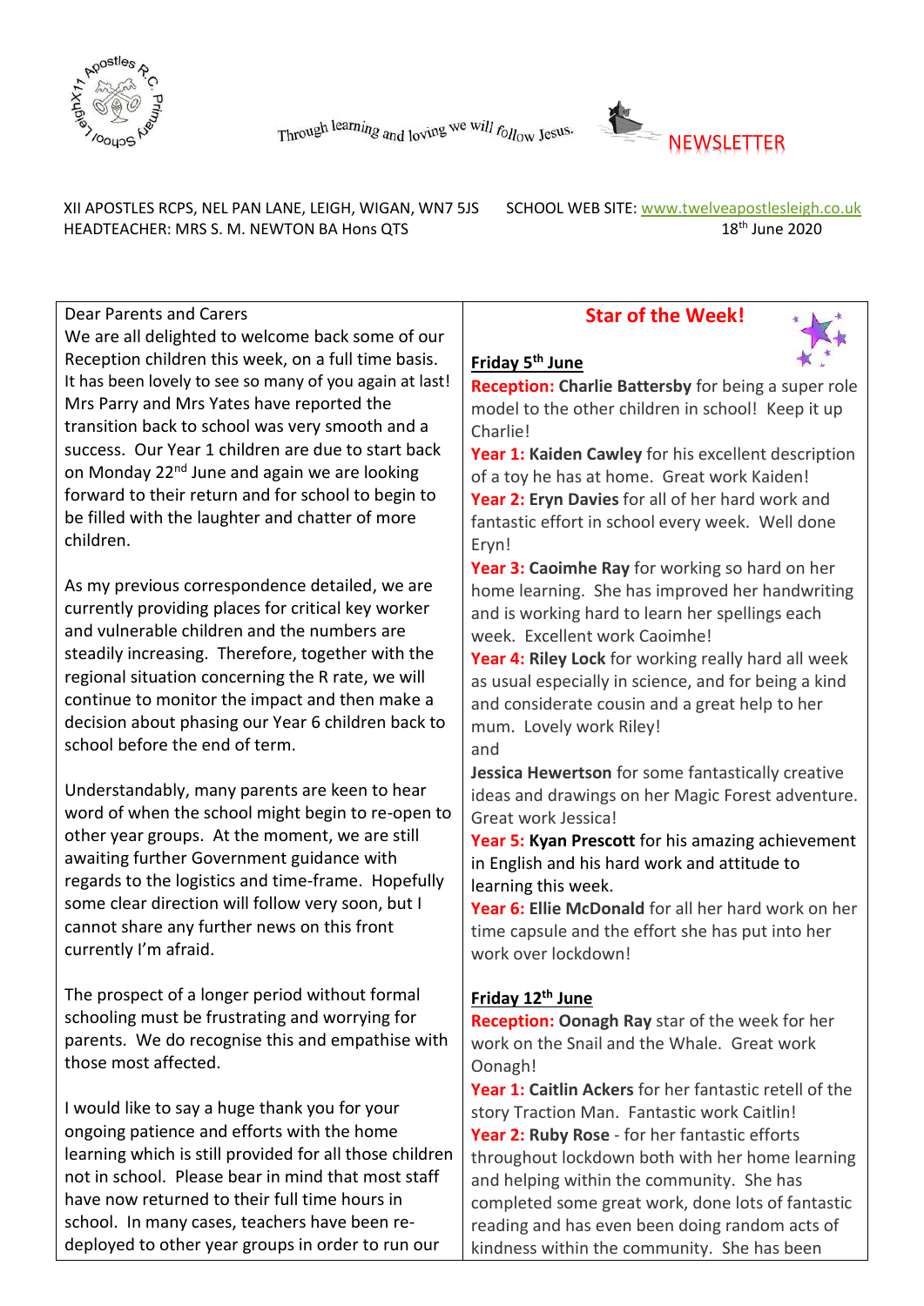Through learning and loving we will follow Jesus.

# NEWSLETTER

XII APOSTLES RCPS, NEL PAN LANE, LEIGH, WIGAN, WN7 5JS
HEADTEACHER: MRS S. M. NEWTON BA Hons QTS

SCHOOL WEB SITE: www.twelveapostlesleigh.co.uk
18th June 2020

Dear Parents and Carers

We are all delighted to welcome back some of our Reception children this week, on a full time basis. It has been lovely to see so many of you again at last! Mrs Parry and Mrs Yates have reported the transition back to school was very smooth and a success. Our Year 1 children are due to start back on Monday 22nd June and again we are looking forward to their return and for school to begin to be filled with the laughter and chatter of more children.

As my previous correspondence detailed, we are currently providing places for critical key worker and vulnerable children and the numbers are steadily increasing. Therefore, together with the regional situation concerning the R rate, we will continue to monitor the impact and then make a decision about phasing our Year 6 children back to school before the end of term.

Understandably, many parents are keen to hear word of when the school might begin to re-open to other year groups. At the moment, we are still awaiting further Government guidance with regards to the logistics and time-frame. Hopefully some clear direction will follow very soon, but I cannot share any further news on this front currently I'm afraid.

The prospect of a longer period without formal schooling must be frustrating and worrying for parents. We do recognise this and empathise with those most affected.

I would like to say a huge thank you for your ongoing patience and efforts with the home learning which is still provided for all those children not in school. Please bear in mind that most staff have now returned to their full time hours in school. In many cases, teachers have been re-deployed to other year groups in order to run our

## Star of the Week!

**Friday 5th June**

**Reception: Charlie Battersby** for being a super role model to the other children in school! Keep it up Charlie!

**Year 1: Kaiden Cawley** for his excellent description of a toy he has at home. Great work Kaiden!

**Year 2: Eryn Davies** for all of her hard work and fantastic effort in school every week. Well done Eryn!

**Year 3: Caoimhe Ray** for working so hard on her home learning. She has improved her handwriting and is working hard to learn her spellings each week. Excellent work Caoimhe!

**Year 4: Riley Lock** for working really hard all week as usual especially in science, and for being a kind and considerate cousin and a great help to her mum. Lovely work Riley!
and
**Jessica Hewertson** for some fantastically creative ideas and drawings on her Magic Forest adventure. Great work Jessica!

**Year 5: Kyan Prescott** for his amazing achievement in English and his hard work and attitude to learning this week.

**Year 6: Ellie McDonald** for all her hard work on her time capsule and the effort she has put into her work over lockdown!

**Friday 12th June**

**Reception: Oonagh Ray** star of the week for her work on the Snail and the Whale. Great work Oonagh!

**Year 1: Caitlin Ackers** for her fantastic retell of the story Traction Man. Fantastic work Caitlin!

**Year 2: Ruby Rose** - for her fantastic efforts throughout lockdown both with her home learning and helping within the community. She has completed some great work, done lots of fantastic reading and has even been doing random acts of kindness within the community. She has been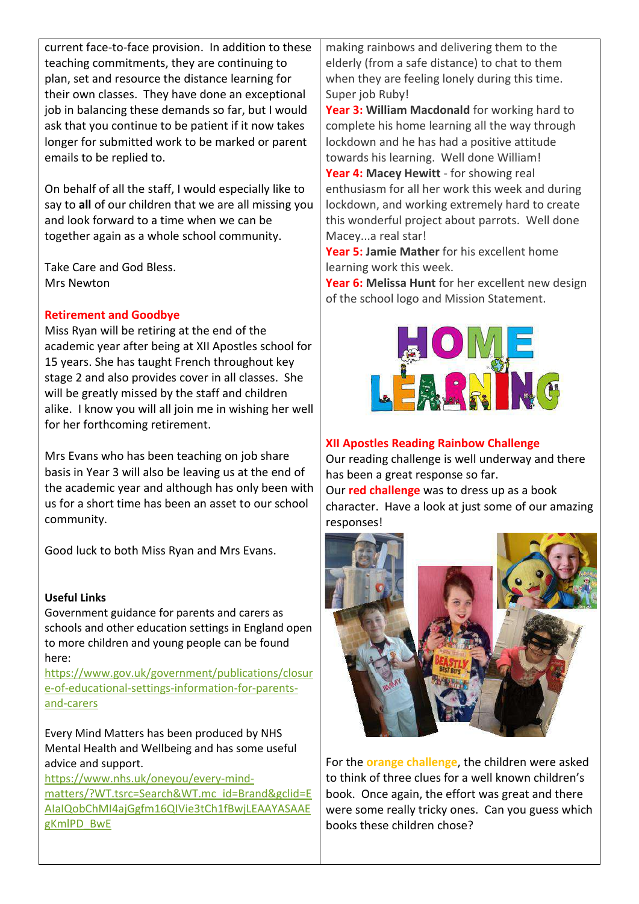current face-to-face provision. In addition to these teaching commitments, they are continuing to plan, set and resource the distance learning for their own classes. They have done an exceptional job in balancing these demands so far, but I would ask that you continue to be patient if it now takes longer for submitted work to be marked or parent emails to be replied to.

On behalf of all the staff, I would especially like to say to **all** of our children that we are all missing you and look forward to a time when we can be together again as a whole school community.

Take Care and God Bless.
Mrs Newton

## Retirement and Goodbye

Miss Ryan will be retiring at the end of the academic year after being at XII Apostles school for 15 years. She has taught French throughout key stage 2 and also provides cover in all classes. She will be greatly missed by the staff and children alike. I know you will all join me in wishing her well for her forthcoming retirement.

Mrs Evans who has been teaching on job share basis in Year 3 will also be leaving us at the end of the academic year and although has only been with us for a short time has been an asset to our school community.

Good luck to both Miss Ryan and Mrs Evans.

## Useful Links

Government guidance for parents and carers as schools and other education settings in England open to more children and young people can be found here:
https://www.gov.uk/government/publications/closure-of-educational-settings-information-for-parents-and-carers

Every Mind Matters has been produced by NHS Mental Health and Wellbeing and has some useful advice and support.
https://www.nhs.uk/oneyou/every-mind-matters/?WT.tsrc=Search&WT.mc_id=Brand&gclid=EAIaIQobChMI4ajGgfm16QIVie3tCh1fBwjLEAAYASAAEgKmlPD_BwE

making rainbows and delivering them to the elderly (from a safe distance) to chat to them when they are feeling lonely during this time. Super job Ruby!

**Year 3: William Macdonald** for working hard to complete his home learning all the way through lockdown and he has had a positive attitude towards his learning. Well done William!

**Year 4: Macey Hewitt** - for showing real enthusiasm for all her work this week and during lockdown, and working extremely hard to create this wonderful project about parrots. Well done Macey...a real star!

**Year 5: Jamie Mather** for his excellent home learning work this week.

**Year 6: Melissa Hunt** for her excellent new design of the school logo and Mission Statement.

## XII Apostles Reading Rainbow Challenge

Our reading challenge is well underway and there has been a great response so far.
Our **red challenge** was to dress up as a book character. Have a look at just some of our amazing responses!

For the **orange challenge**, the children were asked to think of three clues for a well known children's book. Once again, the effort was great and there were some really tricky ones. Can you guess which books these children chose?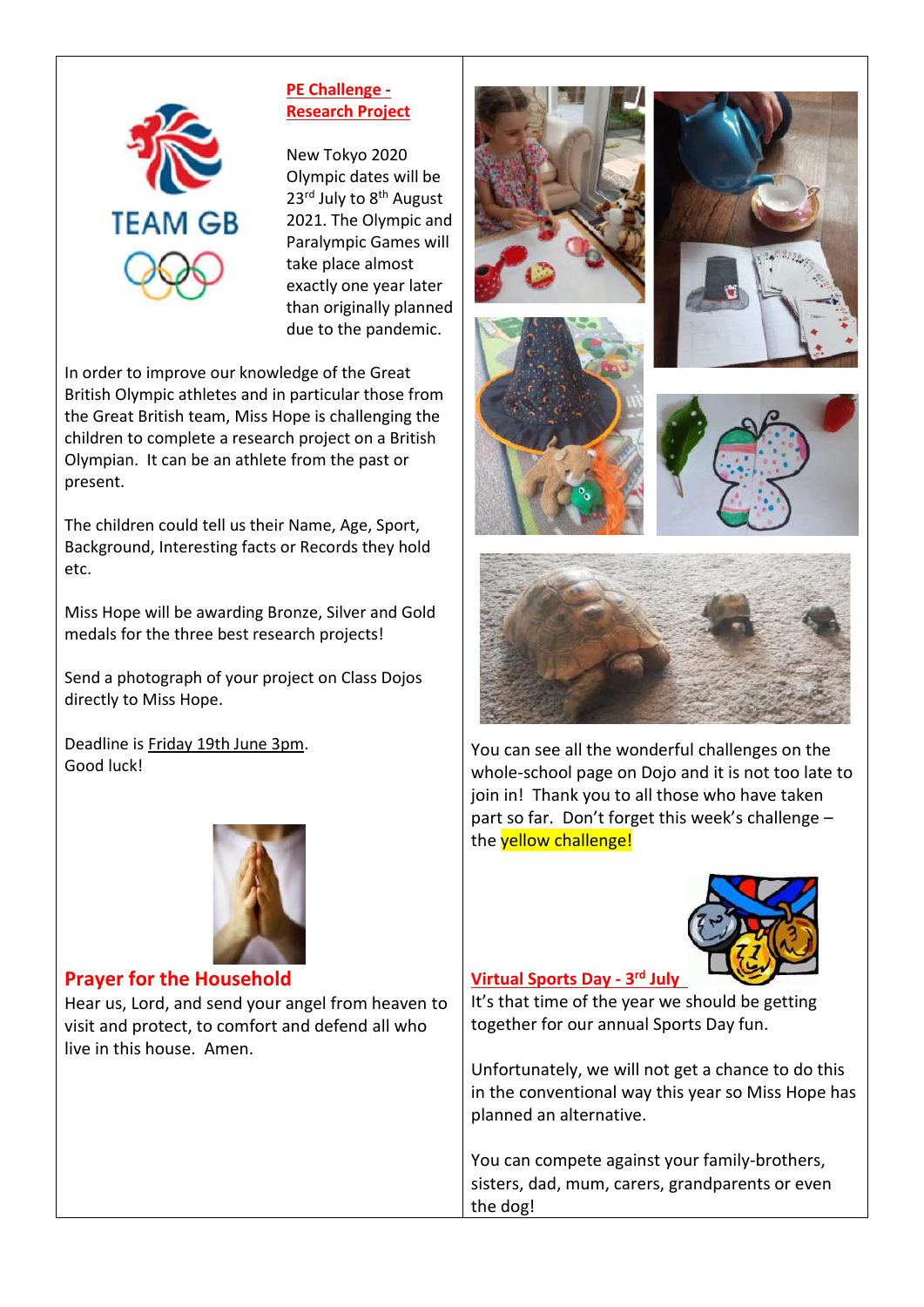## PE Challenge - Research Project

New Tokyo 2020 Olympic dates will be 23rd July to 8th August 2021. The Olympic and Paralympic Games will take place almost exactly one year later than originally planned due to the pandemic.

In order to improve our knowledge of the Great British Olympic athletes and in particular those from the Great British team, Miss Hope is challenging the children to complete a research project on a British Olympian. It can be an athlete from the past or present.

The children could tell us their Name, Age, Sport, Background, Interesting facts or Records they hold etc.

Miss Hope will be awarding Bronze, Silver and Gold medals for the three best research projects!

Send a photograph of your project on Class Dojos directly to Miss Hope.

Deadline is Friday 19th June 3pm.
Good luck!

## Prayer for the Household

Hear us, Lord, and send your angel from heaven to visit and protect, to comfort and defend all who live in this house. Amen.

You can see all the wonderful challenges on the whole-school page on Dojo and it is not too late to join in! Thank you to all those who have taken part so far. Don't forget this week's challenge – the yellow challenge!

## Virtual Sports Day - 3rd July

It's that time of the year we should be getting together for our annual Sports Day fun.

Unfortunately, we will not get a chance to do this in the conventional way this year so Miss Hope has planned an alternative.

You can compete against your family-brothers, sisters, dad, mum, carers, grandparents or even the dog!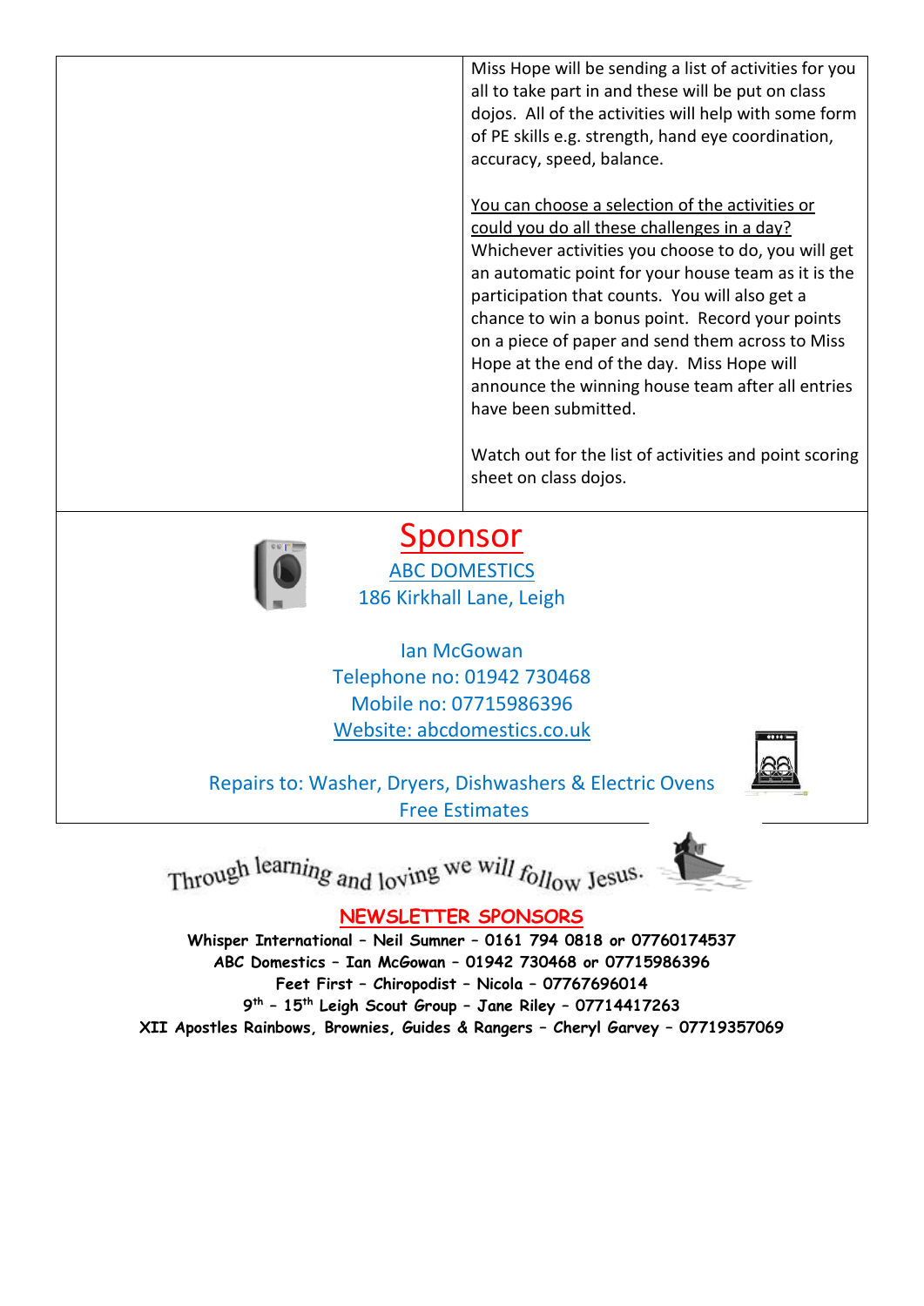Miss Hope will be sending a list of activities for you all to take part in and these will be put on class dojos. All of the activities will help with some form of PE skills e.g. strength, hand eye coordination, accuracy, speed, balance.

You can choose a selection of the activities or could you do all these challenges in a day? Whichever activities you choose to do, you will get an automatic point for your house team as it is the participation that counts. You will also get a chance to win a bonus point. Record your points on a piece of paper and send them across to Miss Hope at the end of the day. Miss Hope will announce the winning house team after all entries have been submitted.

Watch out for the list of activities and point scoring sheet on class dojos.

## Sponsor

ABC DOMESTICS
186 Kirkhall Lane, Leigh

Ian McGowan
Telephone no: 01942 730468
Mobile no: 07715986396
Website: abcdomestics.co.uk

Repairs to: Washer, Dryers, Dishwashers & Electric Ovens
Free Estimates

Through learning and loving we will follow Jesus.

## NEWSLETTER SPONSORS

**Whisper International – Neil Sumner – 0161 794 0818 or 07760174537**
**ABC Domestics – Ian McGowan – 01942 730468 or 07715986396**
**Feet First – Chiropodist – Nicola – 07767696014**
**9th – 15th Leigh Scout Group – Jane Riley – 07714417263**
**XII Apostles Rainbows, Brownies, Guides & Rangers – Cheryl Garvey – 07719357069**